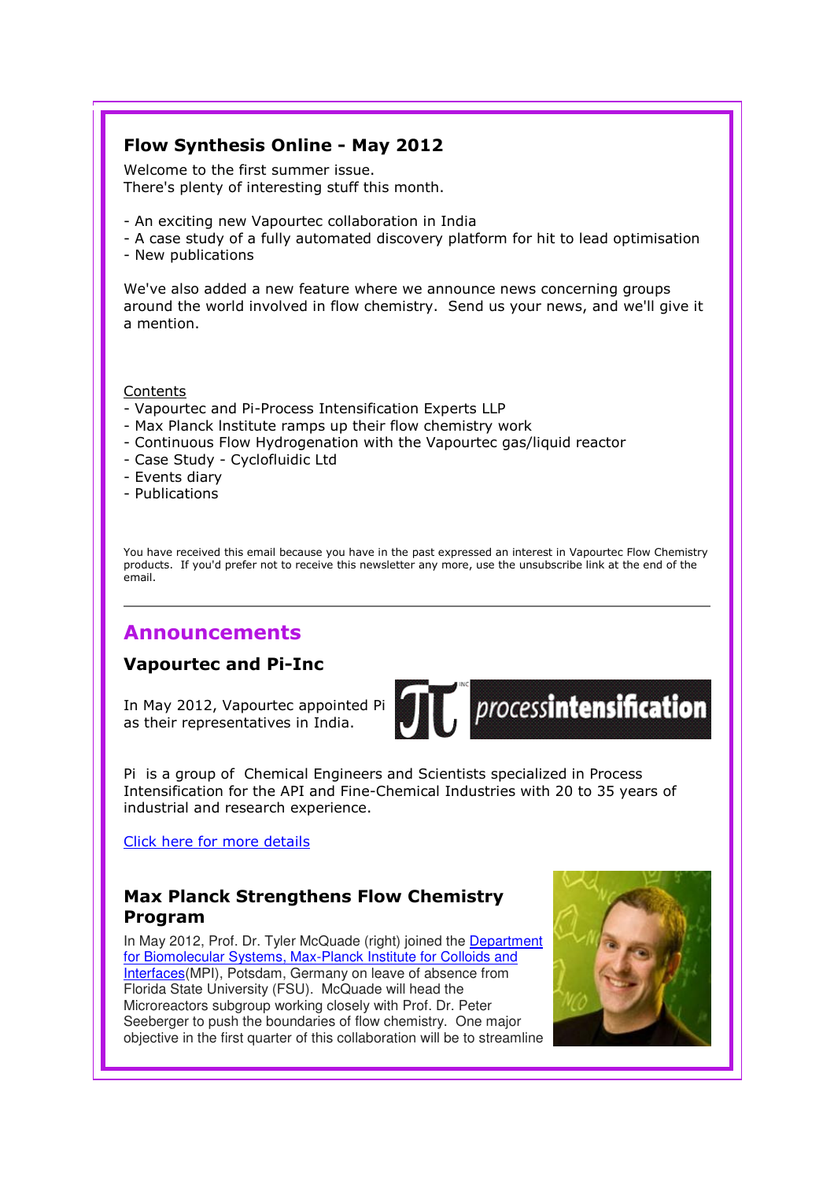## Flow Synthesis Online - May 2012

Welcome to the first summer issue.
There's plenty of interesting stuff this month.

- An exciting new Vapourtec collaboration in India
- A case study of a fully automated discovery platform for hit to lead optimisation
- New publications

We've also added a new feature where we announce news concerning groups around the world involved in flow chemistry. Send us your news, and we'll give it a mention.

Contents

- Vapourtec and Pi-Process Intensification Experts LLP
- Max Planck Institute ramps up their flow chemistry work
- Continuous Flow Hydrogenation with the Vapourtec gas/liquid reactor
- Case Study - Cyclofluidic Ltd
- Events diary
- Publications

You have received this email because you have in the past expressed an interest in Vapourtec Flow Chemistry products. If you'd prefer not to receive this newsletter any more, use the unsubscribe link at the end of the email.

---

# Announcements

### Vapourtec and Pi-Inc

In May 2012, Vapourtec appointed Pi as their representatives in India.

Pi is a group of Chemical Engineers and Scientists specialized in Process Intensification for the API and Fine-Chemical Industries with 20 to 35 years of industrial and research experience.

Click here for more details

### Max Planck Strengthens Flow Chemistry Program

In May 2012, Prof. Dr. Tyler McQuade (right) joined the Department for Biomolecular Systems, Max-Planck Institute for Colloids and Interfaces(MPI), Potsdam, Germany on leave of absence from Florida State University (FSU). McQuade will head the Microreactors subgroup working closely with Prof. Dr. Peter Seeberger to push the boundaries of flow chemistry. One major objective in the first quarter of this collaboration will be to streamline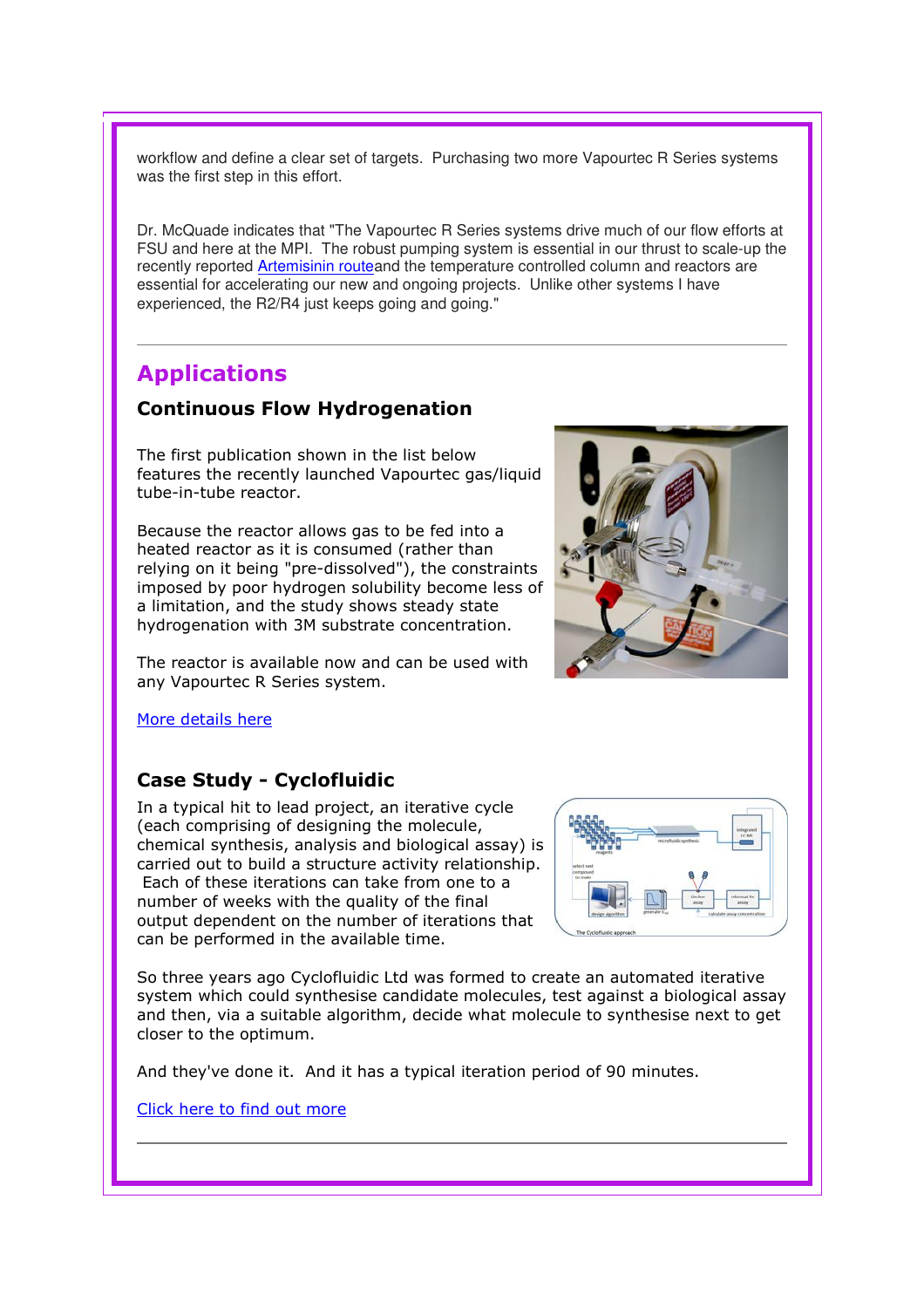workflow and define a clear set of targets. Purchasing two more Vapourtec R Series systems was the first step in this effort.

Dr. McQuade indicates that "The Vapourtec R Series systems drive much of our flow efforts at FSU and here at the MPI. The robust pumping system is essential in our thrust to scale-up the recently reported Artemisinin routeand the temperature controlled column and reactors are essential for accelerating our new and ongoing projects. Unlike other systems I have experienced, the R2/R4 just keeps going and going."

---

## Applications

### Continuous Flow Hydrogenation

The first publication shown in the list below features the recently launched Vapourtec gas/liquid tube-in-tube reactor.

Because the reactor allows gas to be fed into a heated reactor as it is consumed (rather than relying on it being "pre-dissolved"), the constraints imposed by poor hydrogen solubility become less of a limitation, and the study shows steady state hydrogenation with 3M substrate concentration.

The reactor is available now and can be used with any Vapourtec R Series system.

More details here

### Case Study - Cyclofluidic

In a typical hit to lead project, an iterative cycle (each comprising of designing the molecule, chemical synthesis, analysis and biological assay) is carried out to build a structure activity relationship. Each of these iterations can take from one to a number of weeks with the quality of the final output dependent on the number of iterations that can be performed in the available time.

So three years ago Cyclofluidic Ltd was formed to create an automated iterative system which could synthesise candidate molecules, test against a biological assay and then, via a suitable algorithm, decide what molecule to synthesise next to get closer to the optimum.

And they've done it. And it has a typical iteration period of 90 minutes.

Click here to find out more

---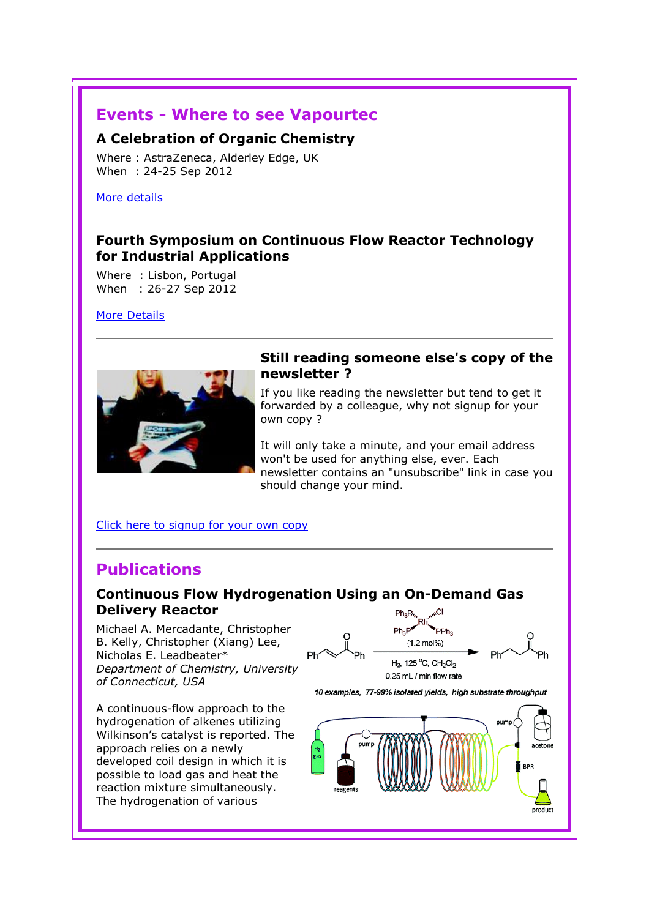## Events - Where to see Vapourtec

### A Celebration of Organic Chemistry

Where : AstraZeneca, Alderley Edge, UK
When : 24-25 Sep 2012

More details

### Fourth Symposium on Continuous Flow Reactor Technology for Industrial Applications

Where : Lisbon, Portugal
When : 26-27 Sep 2012

More Details

---

### Still reading someone else's copy of the newsletter ?

If you like reading the newsletter but tend to get it forwarded by a colleague, why not signup for your own copy ?

It will only take a minute, and your email address won't be used for anything else, ever. Each newsletter contains an "unsubscribe" link in case you should change your mind.

Click here to signup for your own copy

---

## Publications

### Continuous Flow Hydrogenation Using an On-Demand Gas Delivery Reactor

Michael A. Mercadante, Christopher B. Kelly, Christopher (Xiang) Lee, Nicholas E. Leadbeater*
*Department of Chemistry, University of Connecticut, USA*

$Ph_3P$, Cl, Rh, $Ph_3P$, $PPh_3$ (1.2 mol%)
$H_2$, 125 °C, $CH_2Cl_2$
0.25 mL / min flow rate

*10 examples, 77-99% isolated yields, high substrate throughput*

A continuous-flow approach to the hydrogenation of alkenes utilizing Wilkinson's catalyst is reported. The approach relies on a newly developed coil design in which it is possible to load gas and heat the reaction mixture simultaneously. The hydrogenation of various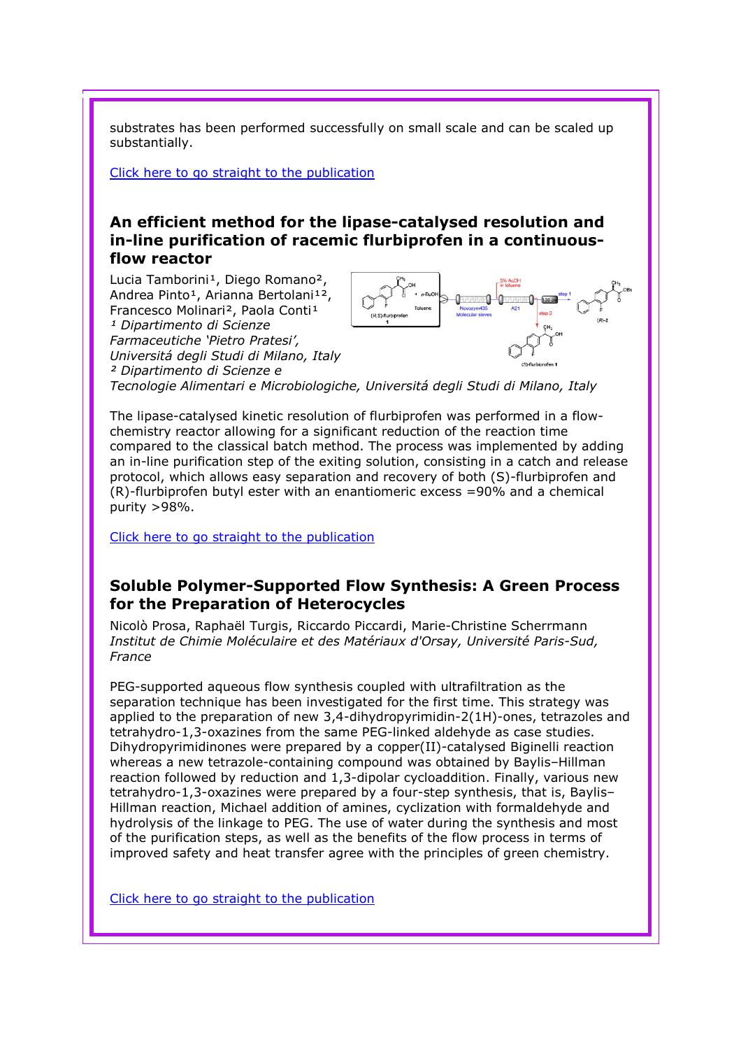substrates has been performed successfully on small scale and can be scaled up substantially.

Click here to go straight to the publication

### An efficient method for the lipase-catalysed resolution and in-line purification of racemic flurbiprofen in a continuous-flow reactor

Lucia Tamborini[1], Diego Romano[2], Andrea Pinto[1], Arianna Bertolani[1,2], Francesco Molinari[2], Paola Conti[1]
*[1] Dipartimento di Scienze Farmaceutiche 'Pietro Pratesi', Universitá degli Studi di Milano, Italy*
*[2] Dipartimento di Scienze e Tecnologie Alimentari e Microbiologiche, Universitá degli Studi di Milano, Italy*

The lipase-catalysed kinetic resolution of flurbiprofen was performed in a flow-chemistry reactor allowing for a significant reduction of the reaction time compared to the classical batch method. The process was implemented by adding an in-line purification step of the exiting solution, consisting in a catch and release protocol, which allows easy separation and recovery of both (S)-flurbiprofen and (R)-flurbiprofen butyl ester with an enantiomeric excess =90% and a chemical purity >98%.

Click here to go straight to the publication

### Soluble Polymer-Supported Flow Synthesis: A Green Process for the Preparation of Heterocycles

Nicolò Prosa, Raphaël Turgis, Riccardo Piccardi, Marie-Christine Scherrmann
*Institut de Chimie Moléculaire et des Matériaux d'Orsay, Université Paris-Sud, France*

PEG-supported aqueous flow synthesis coupled with ultrafiltration as the separation technique has been investigated for the first time. This strategy was applied to the preparation of new 3,4-dihydropyrimidin-2(1H)-ones, tetrazoles and tetrahydro-1,3-oxazines from the same PEG-linked aldehyde as case studies. Dihydropyrimidinones were prepared by a copper(II)-catalysed Biginelli reaction whereas a new tetrazole-containing compound was obtained by Baylis–Hillman reaction followed by reduction and 1,3-dipolar cycloaddition. Finally, various new tetrahydro-1,3-oxazines were prepared by a four-step synthesis, that is, Baylis–Hillman reaction, Michael addition of amines, cyclization with formaldehyde and hydrolysis of the linkage to PEG. The use of water during the synthesis and most of the purification steps, as well as the benefits of the flow process in terms of improved safety and heat transfer agree with the principles of green chemistry.

Click here to go straight to the publication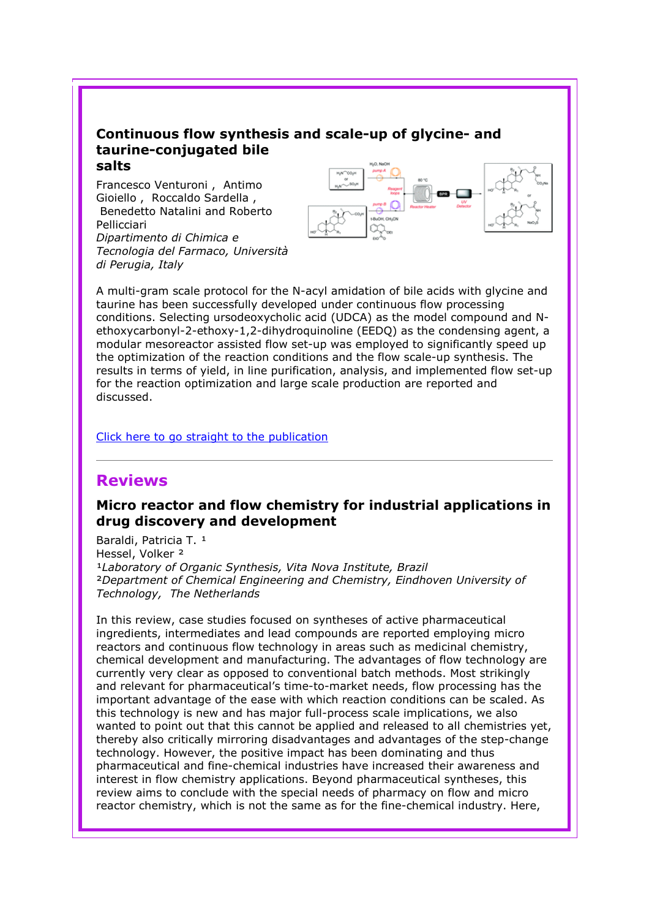### Continuous flow synthesis and scale-up of glycine- and taurine-conjugated bile salts

Francesco Venturoni , Antimo Gioiello , Roccaldo Sardella , Benedetto Natalini and Roberto Pellicciari
*Dipartimento di Chimica e Tecnologia del Farmaco, Università di Perugia, Italy*

A multi-gram scale protocol for the N-acyl amidation of bile acids with glycine and taurine has been successfully developed under continuous flow processing conditions. Selecting ursodeoxycholic acid (UDCA) as the model compound and N-ethoxycarbonyl-2-ethoxy-1,2-dihydroquinoline (EEDQ) as the condensing agent, a modular mesoreactor assisted flow set-up was employed to significantly speed up the optimization of the reaction conditions and the flow scale-up synthesis. The results in terms of yield, in line purification, analysis, and implemented flow set-up for the reaction optimization and large scale production are reported and discussed.

Click here to go straight to the publication

---

## Reviews

### Micro reactor and flow chemistry for industrial applications in drug discovery and development

Baraldi, Patricia T. [1]
Hessel, Volker [2]
[1]*Laboratory of Organic Synthesis, Vita Nova Institute, Brazil*
[2]*Department of Chemical Engineering and Chemistry, Eindhoven University of Technology, The Netherlands*

In this review, case studies focused on syntheses of active pharmaceutical ingredients, intermediates and lead compounds are reported employing micro reactors and continuous flow technology in areas such as medicinal chemistry, chemical development and manufacturing. The advantages of flow technology are currently very clear as opposed to conventional batch methods. Most strikingly and relevant for pharmaceutical's time-to-market needs, flow processing has the important advantage of the ease with which reaction conditions can be scaled. As this technology is new and has major full-process scale implications, we also wanted to point out that this cannot be applied and released to all chemistries yet, thereby also critically mirroring disadvantages and advantages of the step-change technology. However, the positive impact has been dominating and thus pharmaceutical and fine-chemical industries have increased their awareness and interest in flow chemistry applications. Beyond pharmaceutical syntheses, this review aims to conclude with the special needs of pharmacy on flow and micro reactor chemistry, which is not the same as for the fine-chemical industry. Here,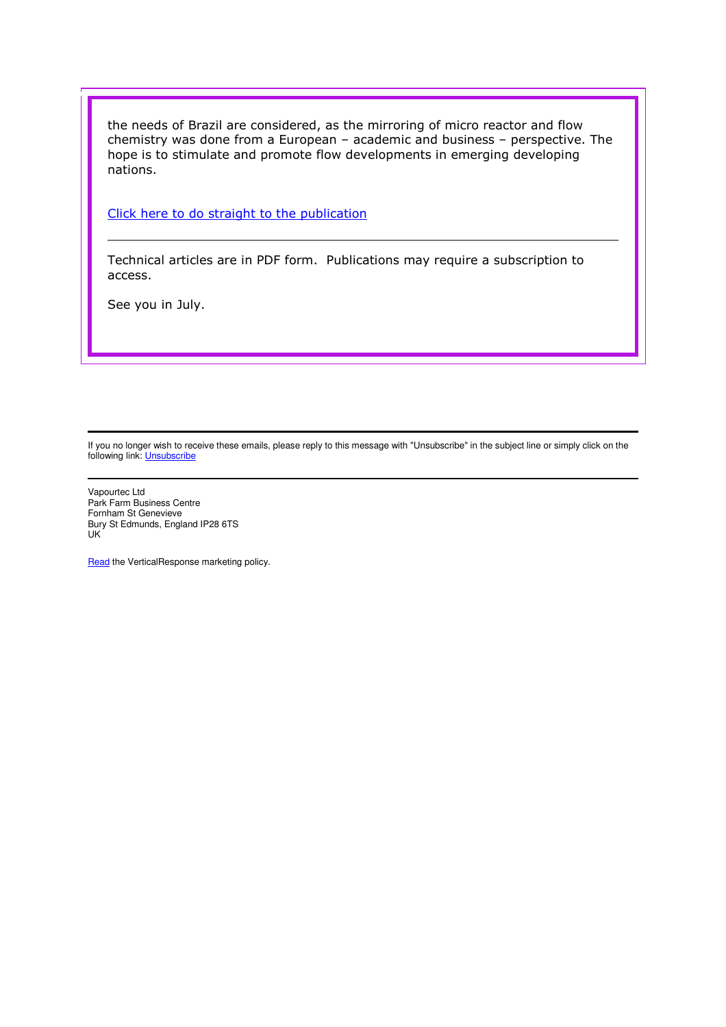the needs of Brazil are considered, as the mirroring of micro reactor and flow chemistry was done from a European – academic and business – perspective. The hope is to stimulate and promote flow developments in emerging developing nations.

Click here to do straight to the publication

---

Technical articles are in PDF form.  Publications may require a subscription to access.

See you in July.

---

If you no longer wish to receive these emails, please reply to this message with "Unsubscribe" in the subject line or simply click on the following link: Unsubscribe

---

Vapourtec Ltd
Park Farm Business Centre
Fornham St Genevieve
Bury St Edmunds, England IP28 6TS
UK

Read the VerticalResponse marketing policy.